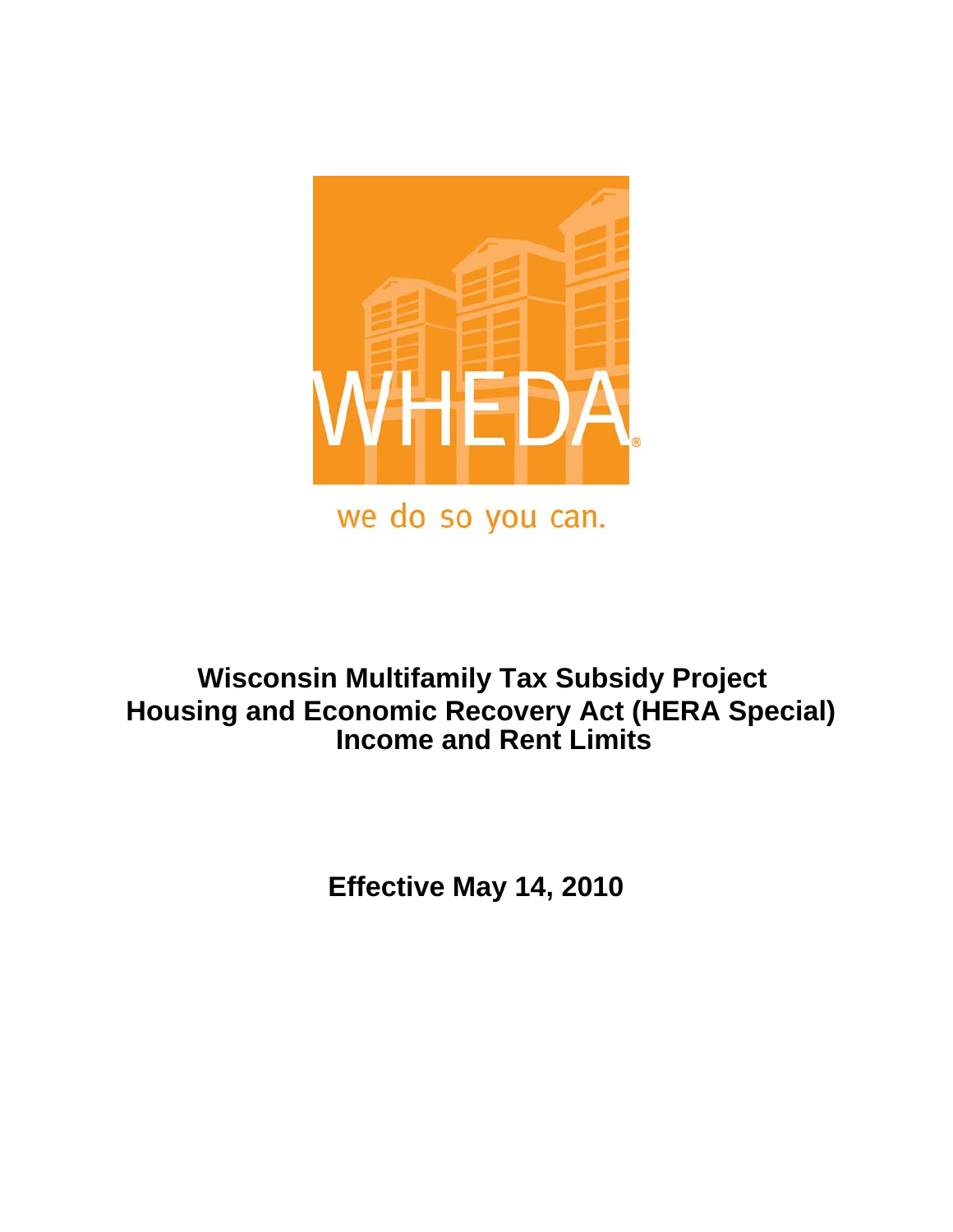WHEDA

we do so you can.

# Wisconsin Multifamily Tax Subsidy Project Housing and Economic Recovery Act (HERA Special) Income and Rent Limits

## Effective May 14, 2010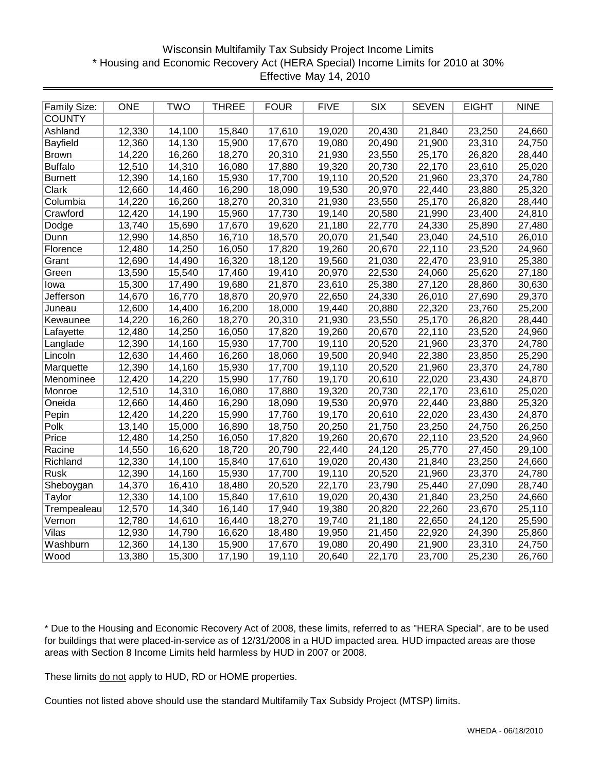# Wisconsin Multifamily Tax Subsidy Project Income Limits
## * Housing and Economic Recovery Act (HERA Special) Income Limits for 2010 at 30%
### Effective May 14, 2010

| Family Size: | ONE | TWO | THREE | FOUR | FIVE | SIX | SEVEN | EIGHT | NINE |
|---|---|---|---|---|---|---|---|---|---|
| COUNTY | | | | | | | | | |
| Ashland | 12,330 | 14,100 | 15,840 | 17,610 | 19,020 | 20,430 | 21,840 | 23,250 | 24,660 |
| Bayfield | 12,360 | 14,130 | 15,900 | 17,670 | 19,080 | 20,490 | 21,900 | 23,310 | 24,750 |
| Brown | 14,220 | 16,260 | 18,270 | 20,310 | 21,930 | 23,550 | 25,170 | 26,820 | 28,440 |
| Buffalo | 12,510 | 14,310 | 16,080 | 17,880 | 19,320 | 20,730 | 22,170 | 23,610 | 25,020 |
| Burnett | 12,390 | 14,160 | 15,930 | 17,700 | 19,110 | 20,520 | 21,960 | 23,370 | 24,780 |
| Clark | 12,660 | 14,460 | 16,290 | 18,090 | 19,530 | 20,970 | 22,440 | 23,880 | 25,320 |
| Columbia | 14,220 | 16,260 | 18,270 | 20,310 | 21,930 | 23,550 | 25,170 | 26,820 | 28,440 |
| Crawford | 12,420 | 14,190 | 15,960 | 17,730 | 19,140 | 20,580 | 21,990 | 23,400 | 24,810 |
| Dodge | 13,740 | 15,690 | 17,670 | 19,620 | 21,180 | 22,770 | 24,330 | 25,890 | 27,480 |
| Dunn | 12,990 | 14,850 | 16,710 | 18,570 | 20,070 | 21,540 | 23,040 | 24,510 | 26,010 |
| Florence | 12,480 | 14,250 | 16,050 | 17,820 | 19,260 | 20,670 | 22,110 | 23,520 | 24,960 |
| Grant | 12,690 | 14,490 | 16,320 | 18,120 | 19,560 | 21,030 | 22,470 | 23,910 | 25,380 |
| Green | 13,590 | 15,540 | 17,460 | 19,410 | 20,970 | 22,530 | 24,060 | 25,620 | 27,180 |
| Iowa | 15,300 | 17,490 | 19,680 | 21,870 | 23,610 | 25,380 | 27,120 | 28,860 | 30,630 |
| Jefferson | 14,670 | 16,770 | 18,870 | 20,970 | 22,650 | 24,330 | 26,010 | 27,690 | 29,370 |
| Juneau | 12,600 | 14,400 | 16,200 | 18,000 | 19,440 | 20,880 | 22,320 | 23,760 | 25,200 |
| Kewaunee | 14,220 | 16,260 | 18,270 | 20,310 | 21,930 | 23,550 | 25,170 | 26,820 | 28,440 |
| Lafayette | 12,480 | 14,250 | 16,050 | 17,820 | 19,260 | 20,670 | 22,110 | 23,520 | 24,960 |
| Langlade | 12,390 | 14,160 | 15,930 | 17,700 | 19,110 | 20,520 | 21,960 | 23,370 | 24,780 |
| Lincoln | 12,630 | 14,460 | 16,260 | 18,060 | 19,500 | 20,940 | 22,380 | 23,850 | 25,290 |
| Marquette | 12,390 | 14,160 | 15,930 | 17,700 | 19,110 | 20,520 | 21,960 | 23,370 | 24,780 |
| Menominee | 12,420 | 14,220 | 15,990 | 17,760 | 19,170 | 20,610 | 22,020 | 23,430 | 24,870 |
| Monroe | 12,510 | 14,310 | 16,080 | 17,880 | 19,320 | 20,730 | 22,170 | 23,610 | 25,020 |
| Oneida | 12,660 | 14,460 | 16,290 | 18,090 | 19,530 | 20,970 | 22,440 | 23,880 | 25,320 |
| Pepin | 12,420 | 14,220 | 15,990 | 17,760 | 19,170 | 20,610 | 22,020 | 23,430 | 24,870 |
| Polk | 13,140 | 15,000 | 16,890 | 18,750 | 20,250 | 21,750 | 23,250 | 24,750 | 26,250 |
| Price | 12,480 | 14,250 | 16,050 | 17,820 | 19,260 | 20,670 | 22,110 | 23,520 | 24,960 |
| Racine | 14,550 | 16,620 | 18,720 | 20,790 | 22,440 | 24,120 | 25,770 | 27,450 | 29,100 |
| Richland | 12,330 | 14,100 | 15,840 | 17,610 | 19,020 | 20,430 | 21,840 | 23,250 | 24,660 |
| Rusk | 12,390 | 14,160 | 15,930 | 17,700 | 19,110 | 20,520 | 21,960 | 23,370 | 24,780 |
| Sheboygan | 14,370 | 16,410 | 18,480 | 20,520 | 22,170 | 23,790 | 25,440 | 27,090 | 28,740 |
| Taylor | 12,330 | 14,100 | 15,840 | 17,610 | 19,020 | 20,430 | 21,840 | 23,250 | 24,660 |
| Trempealeau | 12,570 | 14,340 | 16,140 | 17,940 | 19,380 | 20,820 | 22,260 | 23,670 | 25,110 |
| Vernon | 12,780 | 14,610 | 16,440 | 18,270 | 19,740 | 21,180 | 22,650 | 24,120 | 25,590 |
| Vilas | 12,930 | 14,790 | 16,620 | 18,480 | 19,950 | 21,450 | 22,920 | 24,390 | 25,860 |
| Washburn | 12,360 | 14,130 | 15,900 | 17,670 | 19,080 | 20,490 | 21,900 | 23,310 | 24,750 |
| Wood | 13,380 | 15,300 | 17,190 | 19,110 | 20,640 | 22,170 | 23,700 | 25,230 | 26,760 |

* Due to the Housing and Economic Recovery Act of 2008, these limits, referred to as "HERA Special", are to be used for buildings that were placed-in-service as of 12/31/2008 in a HUD impacted area. HUD impacted areas are those areas with Section 8 Income Limits held harmless by HUD in 2007 or 2008.

These limits do not apply to HUD, RD or HOME properties.

Counties not listed above should use the standard Multifamily Tax Subsidy Project (MTSP) limits.

WHEDA - 06/18/2010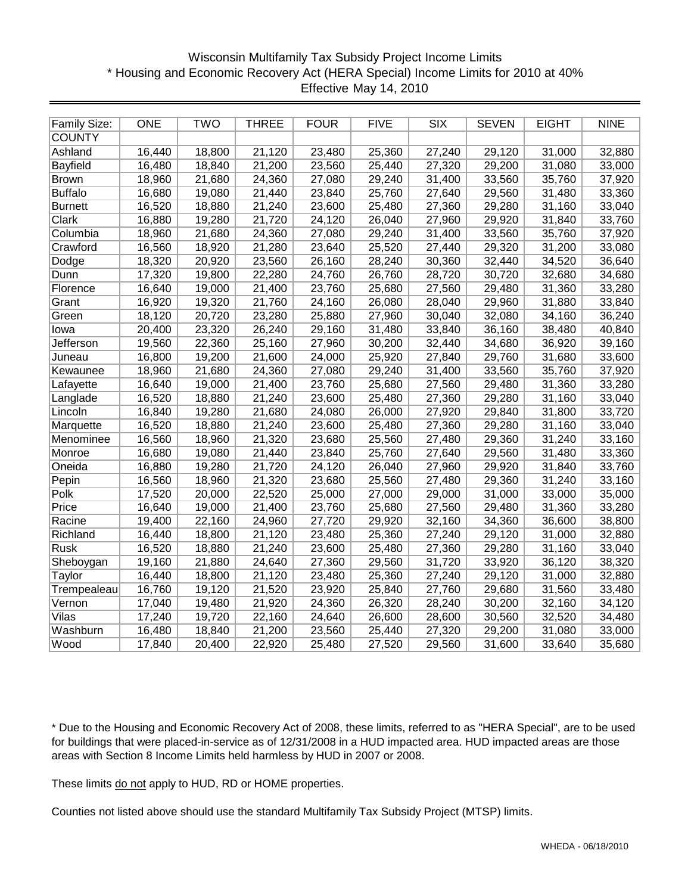Wisconsin Multifamily Tax Subsidy Project Income Limits
* Housing and Economic Recovery Act (HERA Special) Income Limits for 2010 at 40%
Effective May 14, 2010

| Family Size: | ONE | TWO | THREE | FOUR | FIVE | SIX | SEVEN | EIGHT | NINE |
|---|---|---|---|---|---|---|---|---|---|
| COUNTY | | | | | | | | | |
| Ashland | 16,440 | 18,800 | 21,120 | 23,480 | 25,360 | 27,240 | 29,120 | 31,000 | 32,880 |
| Bayfield | 16,480 | 18,840 | 21,200 | 23,560 | 25,440 | 27,320 | 29,200 | 31,080 | 33,000 |
| Brown | 18,960 | 21,680 | 24,360 | 27,080 | 29,240 | 31,400 | 33,560 | 35,760 | 37,920 |
| Buffalo | 16,680 | 19,080 | 21,440 | 23,840 | 25,760 | 27,640 | 29,560 | 31,480 | 33,360 |
| Burnett | 16,520 | 18,880 | 21,240 | 23,600 | 25,480 | 27,360 | 29,280 | 31,160 | 33,040 |
| Clark | 16,880 | 19,280 | 21,720 | 24,120 | 26,040 | 27,960 | 29,920 | 31,840 | 33,760 |
| Columbia | 18,960 | 21,680 | 24,360 | 27,080 | 29,240 | 31,400 | 33,560 | 35,760 | 37,920 |
| Crawford | 16,560 | 18,920 | 21,280 | 23,640 | 25,520 | 27,440 | 29,320 | 31,200 | 33,080 |
| Dodge | 18,320 | 20,920 | 23,560 | 26,160 | 28,240 | 30,360 | 32,440 | 34,520 | 36,640 |
| Dunn | 17,320 | 19,800 | 22,280 | 24,760 | 26,760 | 28,720 | 30,720 | 32,680 | 34,680 |
| Florence | 16,640 | 19,000 | 21,400 | 23,760 | 25,680 | 27,560 | 29,480 | 31,360 | 33,280 |
| Grant | 16,920 | 19,320 | 21,760 | 24,160 | 26,080 | 28,040 | 29,960 | 31,880 | 33,840 |
| Green | 18,120 | 20,720 | 23,280 | 25,880 | 27,960 | 30,040 | 32,080 | 34,160 | 36,240 |
| Iowa | 20,400 | 23,320 | 26,240 | 29,160 | 31,480 | 33,840 | 36,160 | 38,480 | 40,840 |
| Jefferson | 19,560 | 22,360 | 25,160 | 27,960 | 30,200 | 32,440 | 34,680 | 36,920 | 39,160 |
| Juneau | 16,800 | 19,200 | 21,600 | 24,000 | 25,920 | 27,840 | 29,760 | 31,680 | 33,600 |
| Kewaunee | 18,960 | 21,680 | 24,360 | 27,080 | 29,240 | 31,400 | 33,560 | 35,760 | 37,920 |
| Lafayette | 16,640 | 19,000 | 21,400 | 23,760 | 25,680 | 27,560 | 29,480 | 31,360 | 33,280 |
| Langlade | 16,520 | 18,880 | 21,240 | 23,600 | 25,480 | 27,360 | 29,280 | 31,160 | 33,040 |
| Lincoln | 16,840 | 19,280 | 21,680 | 24,080 | 26,000 | 27,920 | 29,840 | 31,800 | 33,720 |
| Marquette | 16,520 | 18,880 | 21,240 | 23,600 | 25,480 | 27,360 | 29,280 | 31,160 | 33,040 |
| Menominee | 16,560 | 18,960 | 21,320 | 23,680 | 25,560 | 27,480 | 29,360 | 31,240 | 33,160 |
| Monroe | 16,680 | 19,080 | 21,440 | 23,840 | 25,760 | 27,640 | 29,560 | 31,480 | 33,360 |
| Oneida | 16,880 | 19,280 | 21,720 | 24,120 | 26,040 | 27,960 | 29,920 | 31,840 | 33,760 |
| Pepin | 16,560 | 18,960 | 21,320 | 23,680 | 25,560 | 27,480 | 29,360 | 31,240 | 33,160 |
| Polk | 17,520 | 20,000 | 22,520 | 25,000 | 27,000 | 29,000 | 31,000 | 33,000 | 35,000 |
| Price | 16,640 | 19,000 | 21,400 | 23,760 | 25,680 | 27,560 | 29,480 | 31,360 | 33,280 |
| Racine | 19,400 | 22,160 | 24,960 | 27,720 | 29,920 | 32,160 | 34,360 | 36,600 | 38,800 |
| Richland | 16,440 | 18,800 | 21,120 | 23,480 | 25,360 | 27,240 | 29,120 | 31,000 | 32,880 |
| Rusk | 16,520 | 18,880 | 21,240 | 23,600 | 25,480 | 27,360 | 29,280 | 31,160 | 33,040 |
| Sheboygan | 19,160 | 21,880 | 24,640 | 27,360 | 29,560 | 31,720 | 33,920 | 36,120 | 38,320 |
| Taylor | 16,440 | 18,800 | 21,120 | 23,480 | 25,360 | 27,240 | 29,120 | 31,000 | 32,880 |
| Trempealeau | 16,760 | 19,120 | 21,520 | 23,920 | 25,840 | 27,760 | 29,680 | 31,560 | 33,480 |
| Vernon | 17,040 | 19,480 | 21,920 | 24,360 | 26,320 | 28,240 | 30,200 | 32,160 | 34,120 |
| Vilas | 17,240 | 19,720 | 22,160 | 24,640 | 26,600 | 28,600 | 30,560 | 32,520 | 34,480 |
| Washburn | 16,480 | 18,840 | 21,200 | 23,560 | 25,440 | 27,320 | 29,200 | 31,080 | 33,000 |
| Wood | 17,840 | 20,400 | 22,920 | 25,480 | 27,520 | 29,560 | 31,600 | 33,640 | 35,680 |

* Due to the Housing and Economic Recovery Act of 2008, these limits, referred to as "HERA Special", are to be used for buildings that were placed-in-service as of 12/31/2008 in a HUD impacted area. HUD impacted areas are those areas with Section 8 Income Limits held harmless by HUD in 2007 or 2008.

These limits do not apply to HUD, RD or HOME properties.

Counties not listed above should use the standard Multifamily Tax Subsidy Project (MTSP) limits.

WHEDA - 06/18/2010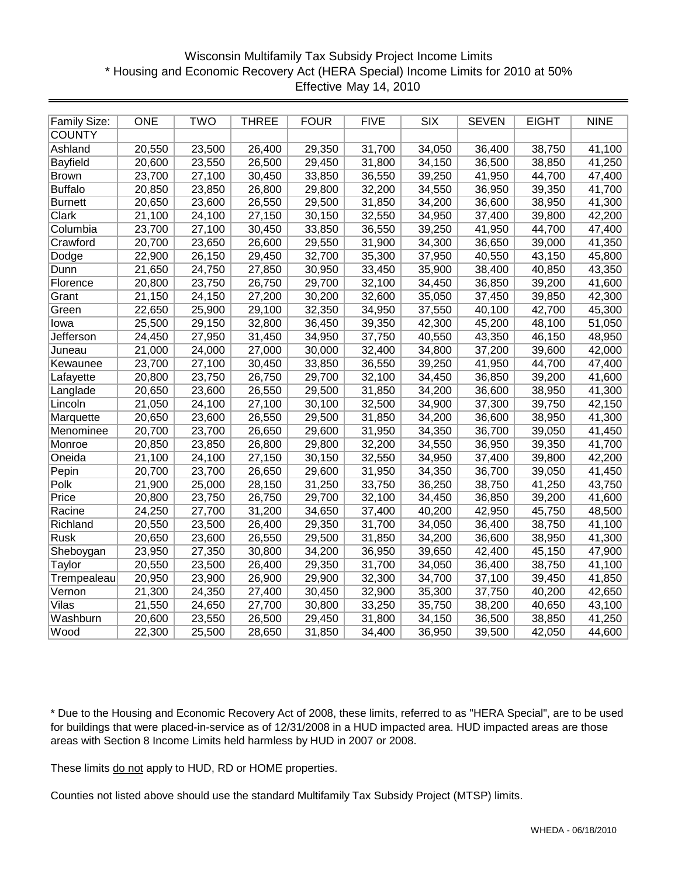Wisconsin Multifamily Tax Subsidy Project Income Limits
* Housing and Economic Recovery Act (HERA Special) Income Limits for 2010 at 50%
Effective May 14, 2010

| Family Size: | ONE | TWO | THREE | FOUR | FIVE | SIX | SEVEN | EIGHT | NINE |
|---|---|---|---|---|---|---|---|---|---|
| COUNTY | | | | | | | | | |
| Ashland | 20,550 | 23,500 | 26,400 | 29,350 | 31,700 | 34,050 | 36,400 | 38,750 | 41,100 |
| Bayfield | 20,600 | 23,550 | 26,500 | 29,450 | 31,800 | 34,150 | 36,500 | 38,850 | 41,250 |
| Brown | 23,700 | 27,100 | 30,450 | 33,850 | 36,550 | 39,250 | 41,950 | 44,700 | 47,400 |
| Buffalo | 20,850 | 23,850 | 26,800 | 29,800 | 32,200 | 34,550 | 36,950 | 39,350 | 41,700 |
| Burnett | 20,650 | 23,600 | 26,550 | 29,500 | 31,850 | 34,200 | 36,600 | 38,950 | 41,300 |
| Clark | 21,100 | 24,100 | 27,150 | 30,150 | 32,550 | 34,950 | 37,400 | 39,800 | 42,200 |
| Columbia | 23,700 | 27,100 | 30,450 | 33,850 | 36,550 | 39,250 | 41,950 | 44,700 | 47,400 |
| Crawford | 20,700 | 23,650 | 26,600 | 29,550 | 31,900 | 34,300 | 36,650 | 39,000 | 41,350 |
| Dodge | 22,900 | 26,150 | 29,450 | 32,700 | 35,300 | 37,950 | 40,550 | 43,150 | 45,800 |
| Dunn | 21,650 | 24,750 | 27,850 | 30,950 | 33,450 | 35,900 | 38,400 | 40,850 | 43,350 |
| Florence | 20,800 | 23,750 | 26,750 | 29,700 | 32,100 | 34,450 | 36,850 | 39,200 | 41,600 |
| Grant | 21,150 | 24,150 | 27,200 | 30,200 | 32,600 | 35,050 | 37,450 | 39,850 | 42,300 |
| Green | 22,650 | 25,900 | 29,100 | 32,350 | 34,950 | 37,550 | 40,100 | 42,700 | 45,300 |
| Iowa | 25,500 | 29,150 | 32,800 | 36,450 | 39,350 | 42,300 | 45,200 | 48,100 | 51,050 |
| Jefferson | 24,450 | 27,950 | 31,450 | 34,950 | 37,750 | 40,550 | 43,350 | 46,150 | 48,950 |
| Juneau | 21,000 | 24,000 | 27,000 | 30,000 | 32,400 | 34,800 | 37,200 | 39,600 | 42,000 |
| Kewaunee | 23,700 | 27,100 | 30,450 | 33,850 | 36,550 | 39,250 | 41,950 | 44,700 | 47,400 |
| Lafayette | 20,800 | 23,750 | 26,750 | 29,700 | 32,100 | 34,450 | 36,850 | 39,200 | 41,600 |
| Langlade | 20,650 | 23,600 | 26,550 | 29,500 | 31,850 | 34,200 | 36,600 | 38,950 | 41,300 |
| Lincoln | 21,050 | 24,100 | 27,100 | 30,100 | 32,500 | 34,900 | 37,300 | 39,750 | 42,150 |
| Marquette | 20,650 | 23,600 | 26,550 | 29,500 | 31,850 | 34,200 | 36,600 | 38,950 | 41,300 |
| Menominee | 20,700 | 23,700 | 26,650 | 29,600 | 31,950 | 34,350 | 36,700 | 39,050 | 41,450 |
| Monroe | 20,850 | 23,850 | 26,800 | 29,800 | 32,200 | 34,550 | 36,950 | 39,350 | 41,700 |
| Oneida | 21,100 | 24,100 | 27,150 | 30,150 | 32,550 | 34,950 | 37,400 | 39,800 | 42,200 |
| Pepin | 20,700 | 23,700 | 26,650 | 29,600 | 31,950 | 34,350 | 36,700 | 39,050 | 41,450 |
| Polk | 21,900 | 25,000 | 28,150 | 31,250 | 33,750 | 36,250 | 38,750 | 41,250 | 43,750 |
| Price | 20,800 | 23,750 | 26,750 | 29,700 | 32,100 | 34,450 | 36,850 | 39,200 | 41,600 |
| Racine | 24,250 | 27,700 | 31,200 | 34,650 | 37,400 | 40,200 | 42,950 | 45,750 | 48,500 |
| Richland | 20,550 | 23,500 | 26,400 | 29,350 | 31,700 | 34,050 | 36,400 | 38,750 | 41,100 |
| Rusk | 20,650 | 23,600 | 26,550 | 29,500 | 31,850 | 34,200 | 36,600 | 38,950 | 41,300 |
| Sheboygan | 23,950 | 27,350 | 30,800 | 34,200 | 36,950 | 39,650 | 42,400 | 45,150 | 47,900 |
| Taylor | 20,550 | 23,500 | 26,400 | 29,350 | 31,700 | 34,050 | 36,400 | 38,750 | 41,100 |
| Trempealeau | 20,950 | 23,900 | 26,900 | 29,900 | 32,300 | 34,700 | 37,100 | 39,450 | 41,850 |
| Vernon | 21,300 | 24,350 | 27,400 | 30,450 | 32,900 | 35,300 | 37,750 | 40,200 | 42,650 |
| Vilas | 21,550 | 24,650 | 27,700 | 30,800 | 33,250 | 35,750 | 38,200 | 40,650 | 43,100 |
| Washburn | 20,600 | 23,550 | 26,500 | 29,450 | 31,800 | 34,150 | 36,500 | 38,850 | 41,250 |
| Wood | 22,300 | 25,500 | 28,650 | 31,850 | 34,400 | 36,950 | 39,500 | 42,050 | 44,600 |

* Due to the Housing and Economic Recovery Act of 2008, these limits, referred to as "HERA Special", are to be used for buildings that were placed-in-service as of 12/31/2008 in a HUD impacted area. HUD impacted areas are those areas with Section 8 Income Limits held harmless by HUD in 2007 or 2008.

These limits do not apply to HUD, RD or HOME properties.

Counties not listed above should use the standard Multifamily Tax Subsidy Project (MTSP) limits.

WHEDA - 06/18/2010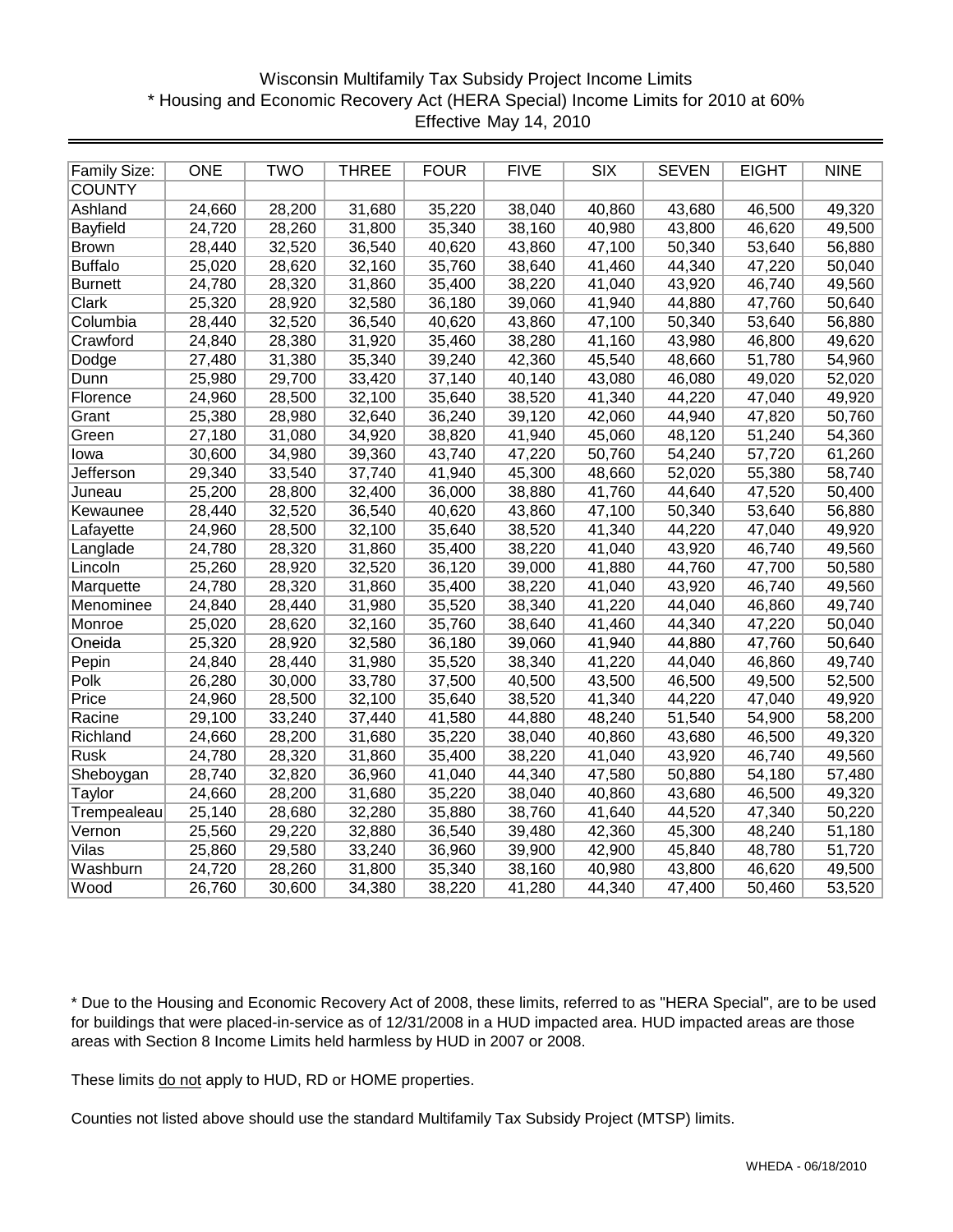Wisconsin Multifamily Tax Subsidy Project Income Limits
* Housing and Economic Recovery Act (HERA Special) Income Limits for 2010 at 60%
Effective May 14, 2010

| Family Size: | ONE | TWO | THREE | FOUR | FIVE | SIX | SEVEN | EIGHT | NINE |
|---|---|---|---|---|---|---|---|---|---|
| COUNTY | | | | | | | | | |
| Ashland | 24,660 | 28,200 | 31,680 | 35,220 | 38,040 | 40,860 | 43,680 | 46,500 | 49,320 |
| Bayfield | 24,720 | 28,260 | 31,800 | 35,340 | 38,160 | 40,980 | 43,800 | 46,620 | 49,500 |
| Brown | 28,440 | 32,520 | 36,540 | 40,620 | 43,860 | 47,100 | 50,340 | 53,640 | 56,880 |
| Buffalo | 25,020 | 28,620 | 32,160 | 35,760 | 38,640 | 41,460 | 44,340 | 47,220 | 50,040 |
| Burnett | 24,780 | 28,320 | 31,860 | 35,400 | 38,220 | 41,040 | 43,920 | 46,740 | 49,560 |
| Clark | 25,320 | 28,920 | 32,580 | 36,180 | 39,060 | 41,940 | 44,880 | 47,760 | 50,640 |
| Columbia | 28,440 | 32,520 | 36,540 | 40,620 | 43,860 | 47,100 | 50,340 | 53,640 | 56,880 |
| Crawford | 24,840 | 28,380 | 31,920 | 35,460 | 38,280 | 41,160 | 43,980 | 46,800 | 49,620 |
| Dodge | 27,480 | 31,380 | 35,340 | 39,240 | 42,360 | 45,540 | 48,660 | 51,780 | 54,960 |
| Dunn | 25,980 | 29,700 | 33,420 | 37,140 | 40,140 | 43,080 | 46,080 | 49,020 | 52,020 |
| Florence | 24,960 | 28,500 | 32,100 | 35,640 | 38,520 | 41,340 | 44,220 | 47,040 | 49,920 |
| Grant | 25,380 | 28,980 | 32,640 | 36,240 | 39,120 | 42,060 | 44,940 | 47,820 | 50,760 |
| Green | 27,180 | 31,080 | 34,920 | 38,820 | 41,940 | 45,060 | 48,120 | 51,240 | 54,360 |
| Iowa | 30,600 | 34,980 | 39,360 | 43,740 | 47,220 | 50,760 | 54,240 | 57,720 | 61,260 |
| Jefferson | 29,340 | 33,540 | 37,740 | 41,940 | 45,300 | 48,660 | 52,020 | 55,380 | 58,740 |
| Juneau | 25,200 | 28,800 | 32,400 | 36,000 | 38,880 | 41,760 | 44,640 | 47,520 | 50,400 |
| Kewaunee | 28,440 | 32,520 | 36,540 | 40,620 | 43,860 | 47,100 | 50,340 | 53,640 | 56,880 |
| Lafayette | 24,960 | 28,500 | 32,100 | 35,640 | 38,520 | 41,340 | 44,220 | 47,040 | 49,920 |
| Langlade | 24,780 | 28,320 | 31,860 | 35,400 | 38,220 | 41,040 | 43,920 | 46,740 | 49,560 |
| Lincoln | 25,260 | 28,920 | 32,520 | 36,120 | 39,000 | 41,880 | 44,760 | 47,700 | 50,580 |
| Marquette | 24,780 | 28,320 | 31,860 | 35,400 | 38,220 | 41,040 | 43,920 | 46,740 | 49,560 |
| Menominee | 24,840 | 28,440 | 31,980 | 35,520 | 38,340 | 41,220 | 44,040 | 46,860 | 49,740 |
| Monroe | 25,020 | 28,620 | 32,160 | 35,760 | 38,640 | 41,460 | 44,340 | 47,220 | 50,040 |
| Oneida | 25,320 | 28,920 | 32,580 | 36,180 | 39,060 | 41,940 | 44,880 | 47,760 | 50,640 |
| Pepin | 24,840 | 28,440 | 31,980 | 35,520 | 38,340 | 41,220 | 44,040 | 46,860 | 49,740 |
| Polk | 26,280 | 30,000 | 33,780 | 37,500 | 40,500 | 43,500 | 46,500 | 49,500 | 52,500 |
| Price | 24,960 | 28,500 | 32,100 | 35,640 | 38,520 | 41,340 | 44,220 | 47,040 | 49,920 |
| Racine | 29,100 | 33,240 | 37,440 | 41,580 | 44,880 | 48,240 | 51,540 | 54,900 | 58,200 |
| Richland | 24,660 | 28,200 | 31,680 | 35,220 | 38,040 | 40,860 | 43,680 | 46,500 | 49,320 |
| Rusk | 24,780 | 28,320 | 31,860 | 35,400 | 38,220 | 41,040 | 43,920 | 46,740 | 49,560 |
| Sheboygan | 28,740 | 32,820 | 36,960 | 41,040 | 44,340 | 47,580 | 50,880 | 54,180 | 57,480 |
| Taylor | 24,660 | 28,200 | 31,680 | 35,220 | 38,040 | 40,860 | 43,680 | 46,500 | 49,320 |
| Trempealeau | 25,140 | 28,680 | 32,280 | 35,880 | 38,760 | 41,640 | 44,520 | 47,340 | 50,220 |
| Vernon | 25,560 | 29,220 | 32,880 | 36,540 | 39,480 | 42,360 | 45,300 | 48,240 | 51,180 |
| Vilas | 25,860 | 29,580 | 33,240 | 36,960 | 39,900 | 42,900 | 45,840 | 48,780 | 51,720 |
| Washburn | 24,720 | 28,260 | 31,800 | 35,340 | 38,160 | 40,980 | 43,800 | 46,620 | 49,500 |
| Wood | 26,760 | 30,600 | 34,380 | 38,220 | 41,280 | 44,340 | 47,400 | 50,460 | 53,520 |

* Due to the Housing and Economic Recovery Act of 2008, these limits, referred to as "HERA Special", are to be used for buildings that were placed-in-service as of 12/31/2008 in a HUD impacted area. HUD impacted areas are those areas with Section 8 Income Limits held harmless by HUD in 2007 or 2008.

These limits do not apply to HUD, RD or HOME properties.

Counties not listed above should use the standard Multifamily Tax Subsidy Project (MTSP) limits.

WHEDA - 06/18/2010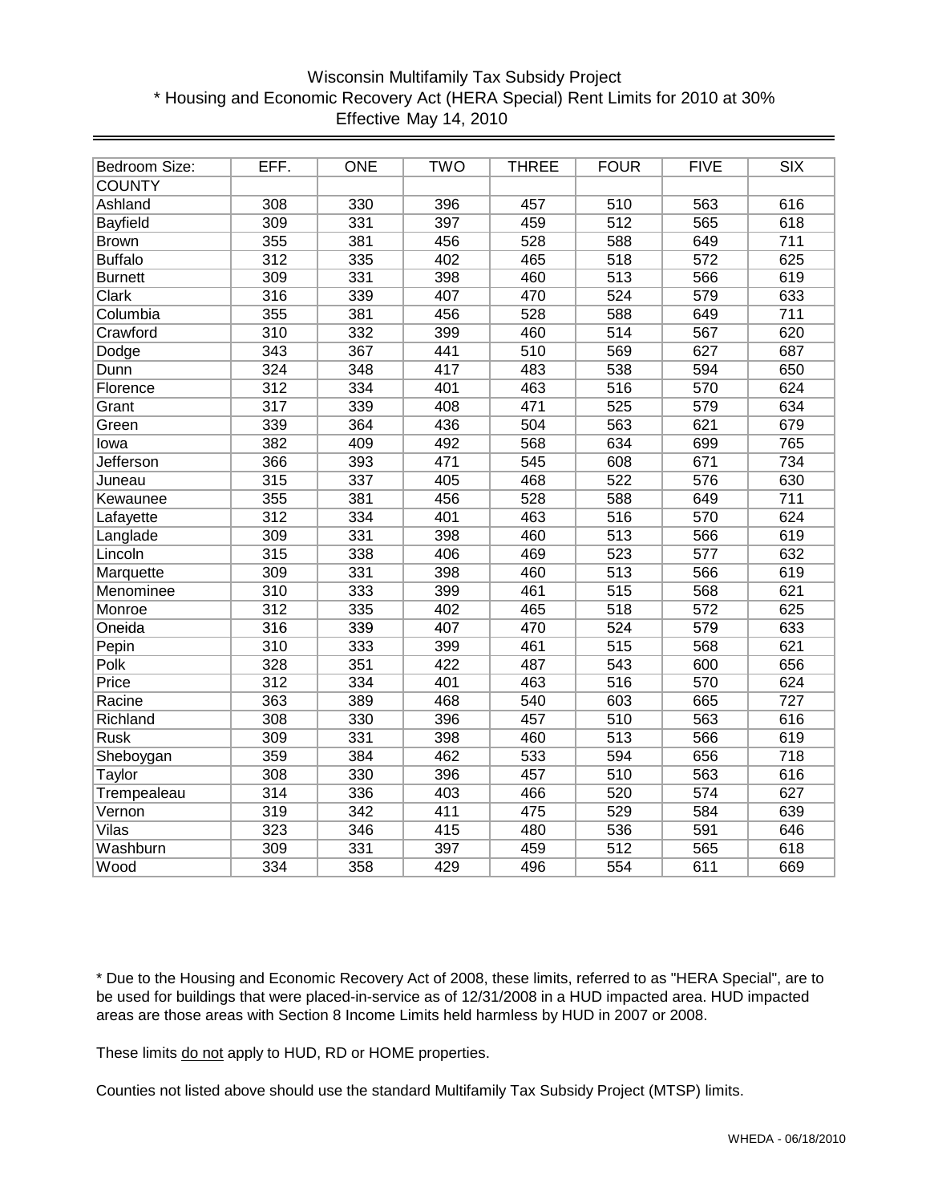# Wisconsin Multifamily Tax Subsidy Project
## * Housing and Economic Recovery Act (HERA Special) Rent Limits for 2010 at 30%
### Effective May 14, 2010

| Bedroom Size: | EFF. | ONE | TWO | THREE | FOUR | FIVE | SIX |
|---|---|---|---|---|---|---|---|
| COUNTY | | | | | | | |
| Ashland | 308 | 330 | 396 | 457 | 510 | 563 | 616 |
| Bayfield | 309 | 331 | 397 | 459 | 512 | 565 | 618 |
| Brown | 355 | 381 | 456 | 528 | 588 | 649 | 711 |
| Buffalo | 312 | 335 | 402 | 465 | 518 | 572 | 625 |
| Burnett | 309 | 331 | 398 | 460 | 513 | 566 | 619 |
| Clark | 316 | 339 | 407 | 470 | 524 | 579 | 633 |
| Columbia | 355 | 381 | 456 | 528 | 588 | 649 | 711 |
| Crawford | 310 | 332 | 399 | 460 | 514 | 567 | 620 |
| Dodge | 343 | 367 | 441 | 510 | 569 | 627 | 687 |
| Dunn | 324 | 348 | 417 | 483 | 538 | 594 | 650 |
| Florence | 312 | 334 | 401 | 463 | 516 | 570 | 624 |
| Grant | 317 | 339 | 408 | 471 | 525 | 579 | 634 |
| Green | 339 | 364 | 436 | 504 | 563 | 621 | 679 |
| Iowa | 382 | 409 | 492 | 568 | 634 | 699 | 765 |
| Jefferson | 366 | 393 | 471 | 545 | 608 | 671 | 734 |
| Juneau | 315 | 337 | 405 | 468 | 522 | 576 | 630 |
| Kewaunee | 355 | 381 | 456 | 528 | 588 | 649 | 711 |
| Lafayette | 312 | 334 | 401 | 463 | 516 | 570 | 624 |
| Langlade | 309 | 331 | 398 | 460 | 513 | 566 | 619 |
| Lincoln | 315 | 338 | 406 | 469 | 523 | 577 | 632 |
| Marquette | 309 | 331 | 398 | 460 | 513 | 566 | 619 |
| Menominee | 310 | 333 | 399 | 461 | 515 | 568 | 621 |
| Monroe | 312 | 335 | 402 | 465 | 518 | 572 | 625 |
| Oneida | 316 | 339 | 407 | 470 | 524 | 579 | 633 |
| Pepin | 310 | 333 | 399 | 461 | 515 | 568 | 621 |
| Polk | 328 | 351 | 422 | 487 | 543 | 600 | 656 |
| Price | 312 | 334 | 401 | 463 | 516 | 570 | 624 |
| Racine | 363 | 389 | 468 | 540 | 603 | 665 | 727 |
| Richland | 308 | 330 | 396 | 457 | 510 | 563 | 616 |
| Rusk | 309 | 331 | 398 | 460 | 513 | 566 | 619 |
| Sheboygan | 359 | 384 | 462 | 533 | 594 | 656 | 718 |
| Taylor | 308 | 330 | 396 | 457 | 510 | 563 | 616 |
| Trempealeau | 314 | 336 | 403 | 466 | 520 | 574 | 627 |
| Vernon | 319 | 342 | 411 | 475 | 529 | 584 | 639 |
| Vilas | 323 | 346 | 415 | 480 | 536 | 591 | 646 |
| Washburn | 309 | 331 | 397 | 459 | 512 | 565 | 618 |
| Wood | 334 | 358 | 429 | 496 | 554 | 611 | 669 |

* Due to the Housing and Economic Recovery Act of 2008, these limits, referred to as "HERA Special", are to be used for buildings that were placed-in-service as of 12/31/2008 in a HUD impacted area. HUD impacted areas are those areas with Section 8 Income Limits held harmless by HUD in 2007 or 2008.

These limits do not apply to HUD, RD or HOME properties.

Counties not listed above should use the standard Multifamily Tax Subsidy Project (MTSP) limits.

WHEDA - 06/18/2010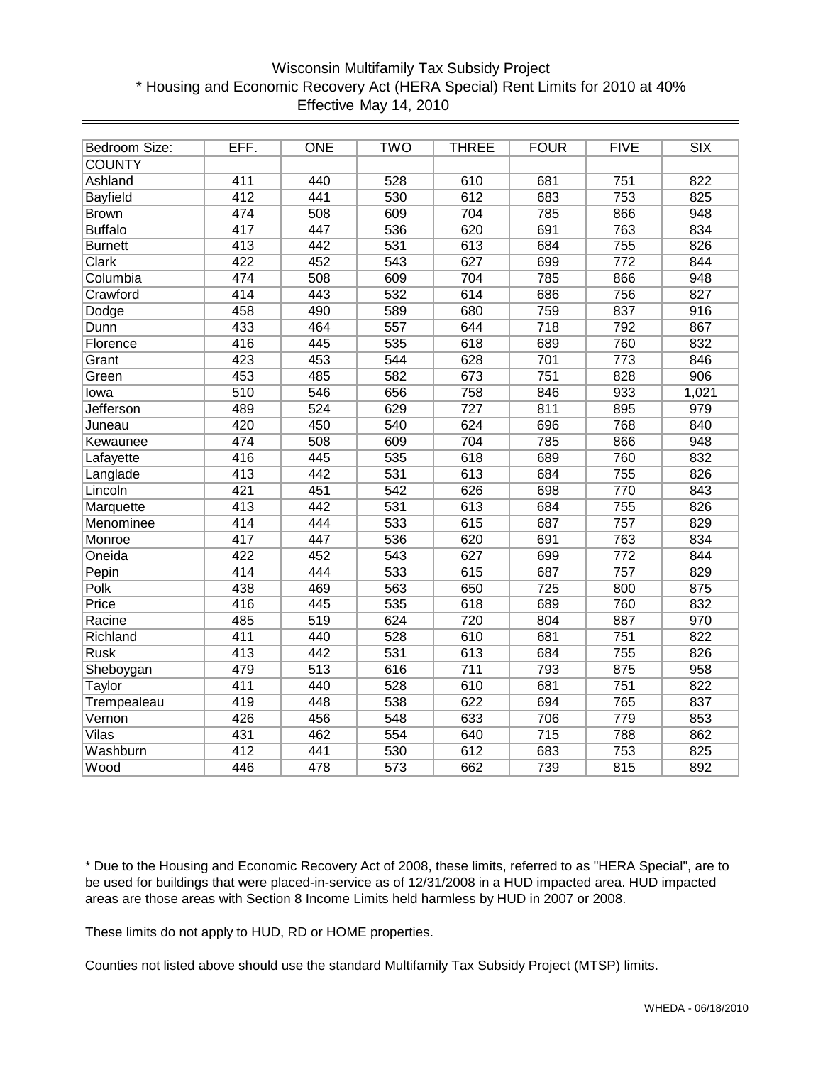# Wisconsin Multifamily Tax Subsidy Project
## * Housing and Economic Recovery Act (HERA Special) Rent Limits for 2010 at 40%
### Effective May 14, 2010

| Bedroom Size: | EFF. | ONE | TWO | THREE | FOUR | FIVE | SIX |
|---|---|---|---|---|---|---|---|
| COUNTY | | | | | | | |
| Ashland | 411 | 440 | 528 | 610 | 681 | 751 | 822 |
| Bayfield | 412 | 441 | 530 | 612 | 683 | 753 | 825 |
| Brown | 474 | 508 | 609 | 704 | 785 | 866 | 948 |
| Buffalo | 417 | 447 | 536 | 620 | 691 | 763 | 834 |
| Burnett | 413 | 442 | 531 | 613 | 684 | 755 | 826 |
| Clark | 422 | 452 | 543 | 627 | 699 | 772 | 844 |
| Columbia | 474 | 508 | 609 | 704 | 785 | 866 | 948 |
| Crawford | 414 | 443 | 532 | 614 | 686 | 756 | 827 |
| Dodge | 458 | 490 | 589 | 680 | 759 | 837 | 916 |
| Dunn | 433 | 464 | 557 | 644 | 718 | 792 | 867 |
| Florence | 416 | 445 | 535 | 618 | 689 | 760 | 832 |
| Grant | 423 | 453 | 544 | 628 | 701 | 773 | 846 |
| Green | 453 | 485 | 582 | 673 | 751 | 828 | 906 |
| Iowa | 510 | 546 | 656 | 758 | 846 | 933 | 1,021 |
| Jefferson | 489 | 524 | 629 | 727 | 811 | 895 | 979 |
| Juneau | 420 | 450 | 540 | 624 | 696 | 768 | 840 |
| Kewaunee | 474 | 508 | 609 | 704 | 785 | 866 | 948 |
| Lafayette | 416 | 445 | 535 | 618 | 689 | 760 | 832 |
| Langlade | 413 | 442 | 531 | 613 | 684 | 755 | 826 |
| Lincoln | 421 | 451 | 542 | 626 | 698 | 770 | 843 |
| Marquette | 413 | 442 | 531 | 613 | 684 | 755 | 826 |
| Menominee | 414 | 444 | 533 | 615 | 687 | 757 | 829 |
| Monroe | 417 | 447 | 536 | 620 | 691 | 763 | 834 |
| Oneida | 422 | 452 | 543 | 627 | 699 | 772 | 844 |
| Pepin | 414 | 444 | 533 | 615 | 687 | 757 | 829 |
| Polk | 438 | 469 | 563 | 650 | 725 | 800 | 875 |
| Price | 416 | 445 | 535 | 618 | 689 | 760 | 832 |
| Racine | 485 | 519 | 624 | 720 | 804 | 887 | 970 |
| Richland | 411 | 440 | 528 | 610 | 681 | 751 | 822 |
| Rusk | 413 | 442 | 531 | 613 | 684 | 755 | 826 |
| Sheboygan | 479 | 513 | 616 | 711 | 793 | 875 | 958 |
| Taylor | 411 | 440 | 528 | 610 | 681 | 751 | 822 |
| Trempealeau | 419 | 448 | 538 | 622 | 694 | 765 | 837 |
| Vernon | 426 | 456 | 548 | 633 | 706 | 779 | 853 |
| Vilas | 431 | 462 | 554 | 640 | 715 | 788 | 862 |
| Washburn | 412 | 441 | 530 | 612 | 683 | 753 | 825 |
| Wood | 446 | 478 | 573 | 662 | 739 | 815 | 892 |

* Due to the Housing and Economic Recovery Act of 2008, these limits, referred to as "HERA Special", are to be used for buildings that were placed-in-service as of 12/31/2008 in a HUD impacted area. HUD impacted areas are those areas with Section 8 Income Limits held harmless by HUD in 2007 or 2008.

These limits do not apply to HUD, RD or HOME properties.

Counties not listed above should use the standard Multifamily Tax Subsidy Project (MTSP) limits.

WHEDA - 06/18/2010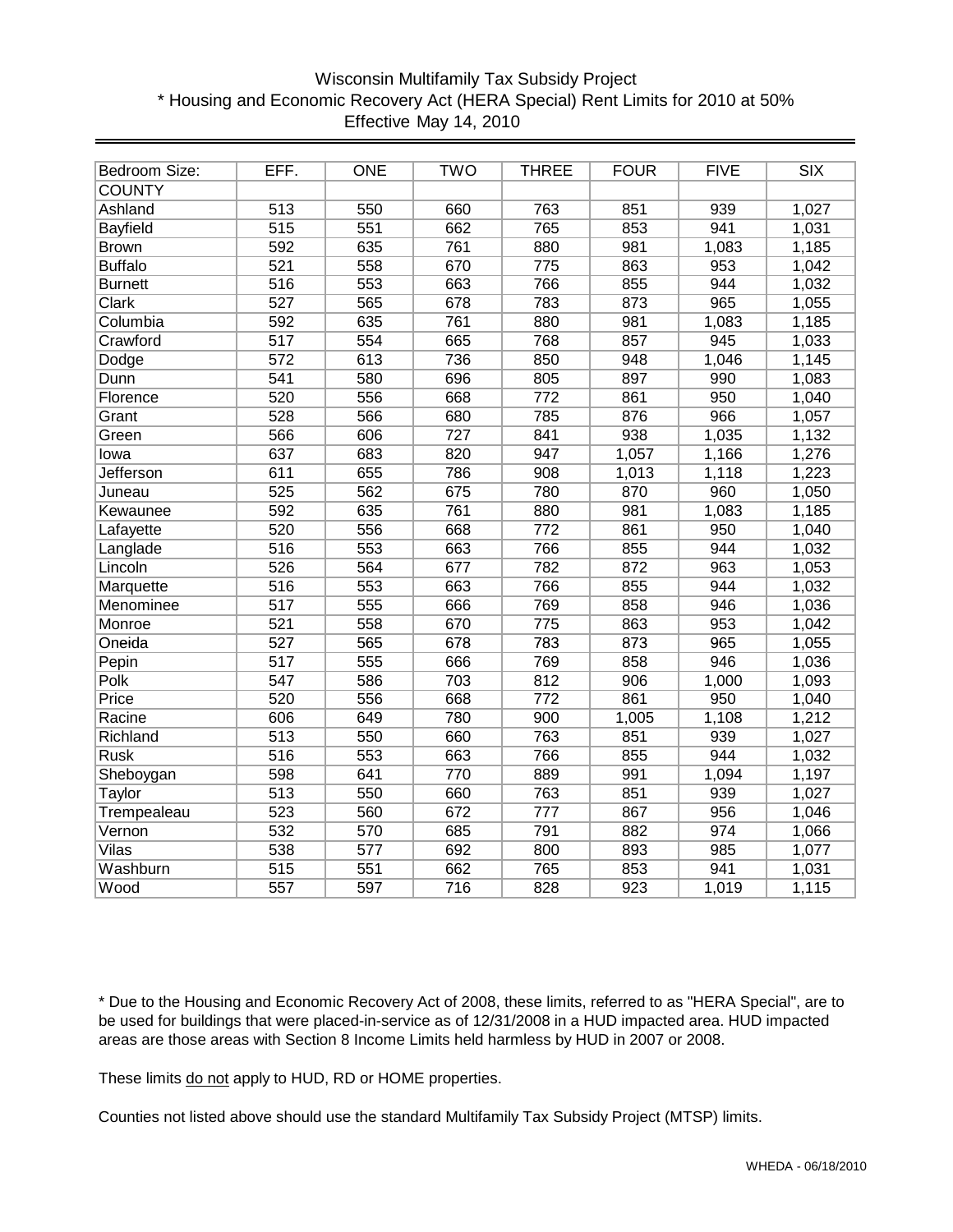# Wisconsin Multifamily Tax Subsidy Project

## * Housing and Economic Recovery Act (HERA Special) Rent Limits for 2010 at 50%

Effective May 14, 2010

| Bedroom Size: | EFF. | ONE | TWO | THREE | FOUR | FIVE | SIX |
|---|---|---|---|---|---|---|---|
| COUNTY | | | | | | | |
| Ashland | 513 | 550 | 660 | 763 | 851 | 939 | 1,027 |
| Bayfield | 515 | 551 | 662 | 765 | 853 | 941 | 1,031 |
| Brown | 592 | 635 | 761 | 880 | 981 | 1,083 | 1,185 |
| Buffalo | 521 | 558 | 670 | 775 | 863 | 953 | 1,042 |
| Burnett | 516 | 553 | 663 | 766 | 855 | 944 | 1,032 |
| Clark | 527 | 565 | 678 | 783 | 873 | 965 | 1,055 |
| Columbia | 592 | 635 | 761 | 880 | 981 | 1,083 | 1,185 |
| Crawford | 517 | 554 | 665 | 768 | 857 | 945 | 1,033 |
| Dodge | 572 | 613 | 736 | 850 | 948 | 1,046 | 1,145 |
| Dunn | 541 | 580 | 696 | 805 | 897 | 990 | 1,083 |
| Florence | 520 | 556 | 668 | 772 | 861 | 950 | 1,040 |
| Grant | 528 | 566 | 680 | 785 | 876 | 966 | 1,057 |
| Green | 566 | 606 | 727 | 841 | 938 | 1,035 | 1,132 |
| Iowa | 637 | 683 | 820 | 947 | 1,057 | 1,166 | 1,276 |
| Jefferson | 611 | 655 | 786 | 908 | 1,013 | 1,118 | 1,223 |
| Juneau | 525 | 562 | 675 | 780 | 870 | 960 | 1,050 |
| Kewaunee | 592 | 635 | 761 | 880 | 981 | 1,083 | 1,185 |
| Lafayette | 520 | 556 | 668 | 772 | 861 | 950 | 1,040 |
| Langlade | 516 | 553 | 663 | 766 | 855 | 944 | 1,032 |
| Lincoln | 526 | 564 | 677 | 782 | 872 | 963 | 1,053 |
| Marquette | 516 | 553 | 663 | 766 | 855 | 944 | 1,032 |
| Menominee | 517 | 555 | 666 | 769 | 858 | 946 | 1,036 |
| Monroe | 521 | 558 | 670 | 775 | 863 | 953 | 1,042 |
| Oneida | 527 | 565 | 678 | 783 | 873 | 965 | 1,055 |
| Pepin | 517 | 555 | 666 | 769 | 858 | 946 | 1,036 |
| Polk | 547 | 586 | 703 | 812 | 906 | 1,000 | 1,093 |
| Price | 520 | 556 | 668 | 772 | 861 | 950 | 1,040 |
| Racine | 606 | 649 | 780 | 900 | 1,005 | 1,108 | 1,212 |
| Richland | 513 | 550 | 660 | 763 | 851 | 939 | 1,027 |
| Rusk | 516 | 553 | 663 | 766 | 855 | 944 | 1,032 |
| Sheboygan | 598 | 641 | 770 | 889 | 991 | 1,094 | 1,197 |
| Taylor | 513 | 550 | 660 | 763 | 851 | 939 | 1,027 |
| Trempealeau | 523 | 560 | 672 | 777 | 867 | 956 | 1,046 |
| Vernon | 532 | 570 | 685 | 791 | 882 | 974 | 1,066 |
| Vilas | 538 | 577 | 692 | 800 | 893 | 985 | 1,077 |
| Washburn | 515 | 551 | 662 | 765 | 853 | 941 | 1,031 |
| Wood | 557 | 597 | 716 | 828 | 923 | 1,019 | 1,115 |

* Due to the Housing and Economic Recovery Act of 2008, these limits, referred to as "HERA Special", are to be used for buildings that were placed-in-service as of 12/31/2008 in a HUD impacted area. HUD impacted areas are those areas with Section 8 Income Limits held harmless by HUD in 2007 or 2008.

These limits do not apply to HUD, RD or HOME properties.

Counties not listed above should use the standard Multifamily Tax Subsidy Project (MTSP) limits.

WHEDA - 06/18/2010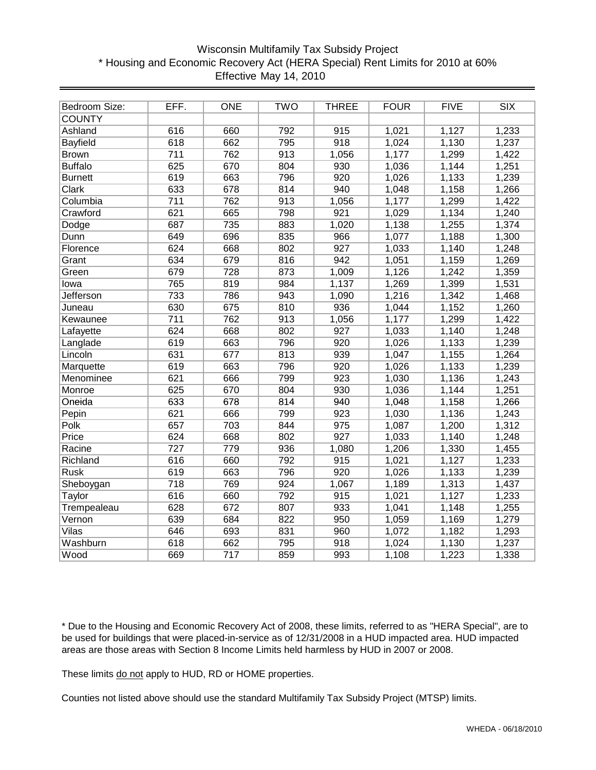Wisconsin Multifamily Tax Subsidy Project
* Housing and Economic Recovery Act (HERA Special) Rent Limits for 2010 at 60%
Effective May 14, 2010

| Bedroom Size: | EFF. | ONE | TWO | THREE | FOUR | FIVE | SIX |
|---|---|---|---|---|---|---|---|
| COUNTY | | | | | | | |
| Ashland | 616 | 660 | 792 | 915 | 1,021 | 1,127 | 1,233 |
| Bayfield | 618 | 662 | 795 | 918 | 1,024 | 1,130 | 1,237 |
| Brown | 711 | 762 | 913 | 1,056 | 1,177 | 1,299 | 1,422 |
| Buffalo | 625 | 670 | 804 | 930 | 1,036 | 1,144 | 1,251 |
| Burnett | 619 | 663 | 796 | 920 | 1,026 | 1,133 | 1,239 |
| Clark | 633 | 678 | 814 | 940 | 1,048 | 1,158 | 1,266 |
| Columbia | 711 | 762 | 913 | 1,056 | 1,177 | 1,299 | 1,422 |
| Crawford | 621 | 665 | 798 | 921 | 1,029 | 1,134 | 1,240 |
| Dodge | 687 | 735 | 883 | 1,020 | 1,138 | 1,255 | 1,374 |
| Dunn | 649 | 696 | 835 | 966 | 1,077 | 1,188 | 1,300 |
| Florence | 624 | 668 | 802 | 927 | 1,033 | 1,140 | 1,248 |
| Grant | 634 | 679 | 816 | 942 | 1,051 | 1,159 | 1,269 |
| Green | 679 | 728 | 873 | 1,009 | 1,126 | 1,242 | 1,359 |
| Iowa | 765 | 819 | 984 | 1,137 | 1,269 | 1,399 | 1,531 |
| Jefferson | 733 | 786 | 943 | 1,090 | 1,216 | 1,342 | 1,468 |
| Juneau | 630 | 675 | 810 | 936 | 1,044 | 1,152 | 1,260 |
| Kewaunee | 711 | 762 | 913 | 1,056 | 1,177 | 1,299 | 1,422 |
| Lafayette | 624 | 668 | 802 | 927 | 1,033 | 1,140 | 1,248 |
| Langlade | 619 | 663 | 796 | 920 | 1,026 | 1,133 | 1,239 |
| Lincoln | 631 | 677 | 813 | 939 | 1,047 | 1,155 | 1,264 |
| Marquette | 619 | 663 | 796 | 920 | 1,026 | 1,133 | 1,239 |
| Menominee | 621 | 666 | 799 | 923 | 1,030 | 1,136 | 1,243 |
| Monroe | 625 | 670 | 804 | 930 | 1,036 | 1,144 | 1,251 |
| Oneida | 633 | 678 | 814 | 940 | 1,048 | 1,158 | 1,266 |
| Pepin | 621 | 666 | 799 | 923 | 1,030 | 1,136 | 1,243 |
| Polk | 657 | 703 | 844 | 975 | 1,087 | 1,200 | 1,312 |
| Price | 624 | 668 | 802 | 927 | 1,033 | 1,140 | 1,248 |
| Racine | 727 | 779 | 936 | 1,080 | 1,206 | 1,330 | 1,455 |
| Richland | 616 | 660 | 792 | 915 | 1,021 | 1,127 | 1,233 |
| Rusk | 619 | 663 | 796 | 920 | 1,026 | 1,133 | 1,239 |
| Sheboygan | 718 | 769 | 924 | 1,067 | 1,189 | 1,313 | 1,437 |
| Taylor | 616 | 660 | 792 | 915 | 1,021 | 1,127 | 1,233 |
| Trempealeau | 628 | 672 | 807 | 933 | 1,041 | 1,148 | 1,255 |
| Vernon | 639 | 684 | 822 | 950 | 1,059 | 1,169 | 1,279 |
| Vilas | 646 | 693 | 831 | 960 | 1,072 | 1,182 | 1,293 |
| Washburn | 618 | 662 | 795 | 918 | 1,024 | 1,130 | 1,237 |
| Wood | 669 | 717 | 859 | 993 | 1,108 | 1,223 | 1,338 |

* Due to the Housing and Economic Recovery Act of 2008, these limits, referred to as "HERA Special", are to be used for buildings that were placed-in-service as of 12/31/2008 in a HUD impacted area. HUD impacted areas are those areas with Section 8 Income Limits held harmless by HUD in 2007 or 2008.

These limits do not apply to HUD, RD or HOME properties.

Counties not listed above should use the standard Multifamily Tax Subsidy Project (MTSP) limits.

WHEDA - 06/18/2010